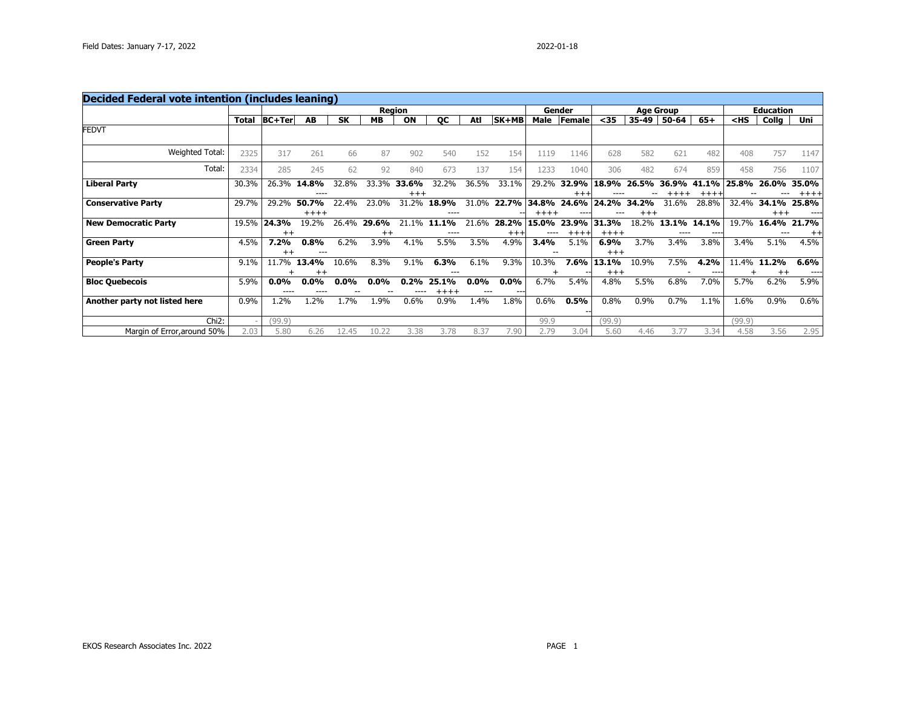Field Dates: January 7-17, 2022

2022-01-18

## Decided Federal vote intention (includes leaning)

| | | Region | | | | | | | | Gender | | Age Group | | | | Education | | |
|---|---|---|---|---|---|---|---|---|---|---|---|---|---|---|---|---|---|---|
| | Total | BC+Ter | AB | SK | MB | ON | QC | Atl | SK+MB | Male | Female | <35 | 35-49 | 50-64 | 65+ | <HS | Collg | Uni |
| FEDVT | | | | | | | | | | | | | | | | | | |
| Weighted Total: | 2325 | 317 | 261 | 66 | 87 | 902 | 540 | 152 | 154 | 1119 | 1146 | 628 | 582 | 621 | 482 | 408 | 757 | 1147 |
| Total: | 2334 | 285 | 245 | 62 | 92 | 840 | 673 | 137 | 154 | 1233 | 1040 | 306 | 482 | 674 | 859 | 458 | 756 | 1107 |
| **Liberal Party** | 30.3% | 26.3% | **14.8%** ---- | 32.8% | 33.3% | **33.6%** +++ | 32.2% | 36.5% | 33.1% | 29.2% | **32.9%** +++ | **18.9%** ---- | **26.5%** -- | **36.9%** ++++ | **41.1%** ++++ | **25.8%** -- | **26.0%** --- | **35.0%** ++++ |
| **Conservative Party** | 29.7% | 29.2% | **50.7%** ++++ | 22.4% | 23.0% | 31.2% | **18.9%** ---- | 31.0% | **22.7%** -- | **34.8%** ++++ | **24.6%** ---- | **24.2%** --- | **34.2%** +++ | 31.6% | 28.8% | 32.4% | **34.1%** +++ | **25.8%** ---- |
| **New Democratic Party** | 19.5% | **24.3%** ++ | 19.2% | 26.4% | **29.6%** ++ | 21.1% | **11.1%** ---- | 21.6% | **28.2%** +++ | **15.0%** ---- | **23.9%** ++++ | **31.3%** ++++ | 18.2% | **13.1%** ---- | **14.1%** ---- | 19.7% | **16.4%** --- | **21.7%** ++ |
| **Green Party** | 4.5% | **7.2%** ++ | **0.8%** --- | 6.2% | 3.9% | 4.1% | 5.5% | 3.5% | 4.9% | **3.4%** -- | 5.1% | **6.9%** +++ | 3.7% | 3.4% | 3.8% | 3.4% | 5.1% | 4.5% |
| **People's Party** | 9.1% | 11.7% + | **13.4%** ++ | 10.6% | 8.3% | 9.1% | **6.3%** --- | 6.1% | 9.3% | 10.3% + | **7.6%** -- | **13.1%** +++ | 10.9% | 7.5% - | **4.2%** ---- | 11.4% + | **11.2%** ++ | **6.6%** ---- |
| **Bloc Quebecois** | 5.9% | **0.0%** ---- | **0.0%** ---- | **0.0%** -- | **0.0%** -- | **0.2%** ---- | **25.1%** ++++ | **0.0%** --- | **0.0%** --- | 6.7% | 5.4% | 4.8% | 5.5% | 6.8% | 7.0% | 5.7% | 6.2% | 5.9% |
| **Another party not listed here** | 0.9% | 1.2% | 1.2% | 1.7% | 1.9% | 0.6% | 0.9% | 1.4% | 1.8% | 0.6% | **0.5%** -- | 0.8% | 0.9% | 0.7% | 1.1% | 1.6% | 0.9% | 0.6% |
| Chi2: | - | (99.9) | | | | | | | | 99.9 | | (99.9) | | | | (99.9) | | |
| Margin of Error,around 50% | 2.03 | 5.80 | 6.26 | 12.45 | 10.22 | 3.38 | 3.78 | 8.37 | 7.90 | 2.79 | 3.04 | 5.60 | 4.46 | 3.77 | 3.34 | 4.58 | 3.56 | 2.95 |

EKOS Research Associates Inc. 2022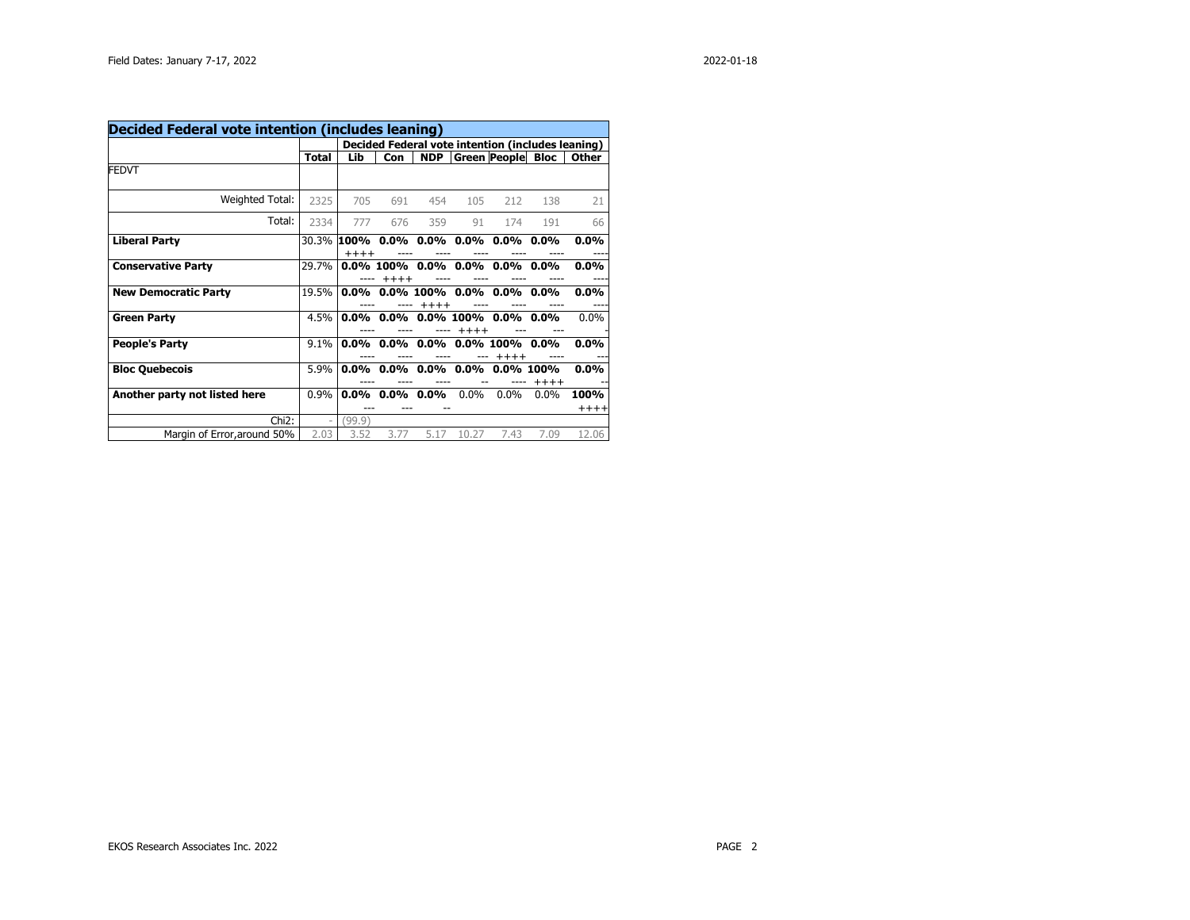Field Dates: January 7-17, 2022

2022-01-18

## Decided Federal vote intention (includes leaning)

| | | Decided Federal vote intention (includes leaning) | | | | | | |
|---|---|---|---|---|---|---|---|---|
| | **Total** | **Lib** | **Con** | **NDP** | **Green** | **People** | **Bloc** | **Other** |
| FEDVT | | | | | | | | |
| Weighted Total: | 2325 | 705 | 691 | 454 | 105 | 212 | 138 | 21 |
| Total: | 2334 | 777 | 676 | 359 | 91 | 174 | 191 | 66 |
| **Liberal Party** | 30.3% | **100%** ++++ | **0.0%** ---- | **0.0%** ---- | **0.0%** ---- | **0.0%** ---- | **0.0%** ---- | **0.0%** ---- |
| **Conservative Party** | 29.7% | **0.0%** ---- | **100%** ++++ | **0.0%** ---- | **0.0%** ---- | **0.0%** ---- | **0.0%** ---- | **0.0%** ---- |
| **New Democratic Party** | 19.5% | **0.0%** ---- | **0.0%** ---- | **100%** ++++ | **0.0%** ---- | **0.0%** ---- | **0.0%** ---- | **0.0%** ---- |
| **Green Party** | 4.5% | **0.0%** ---- | **0.0%** ---- | **0.0%** ---- | **100%** ++++ | **0.0%** --- | **0.0%** --- | 0.0% - |
| **People's Party** | 9.1% | **0.0%** ---- | **0.0%** ---- | **0.0%** ---- | **0.0%** --- | **100%** ++++ | **0.0%** ---- | **0.0%** --- |
| **Bloc Quebecois** | 5.9% | **0.0%** ---- | **0.0%** ---- | **0.0%** ---- | **0.0%** -- | **0.0%** ---- | **100%** ++++ | **0.0%** -- |
| **Another party not listed here** | 0.9% | **0.0%** --- | **0.0%** --- | **0.0%** -- | 0.0% | 0.0% | 0.0% | **100%** ++++ |
| Chi2: | - | (99.9) | | | | | | |
| Margin of Error,around 50% | 2.03 | 3.52 | 3.77 | 5.17 | 10.27 | 7.43 | 7.09 | 12.06 |

EKOS Research Associates Inc. 2022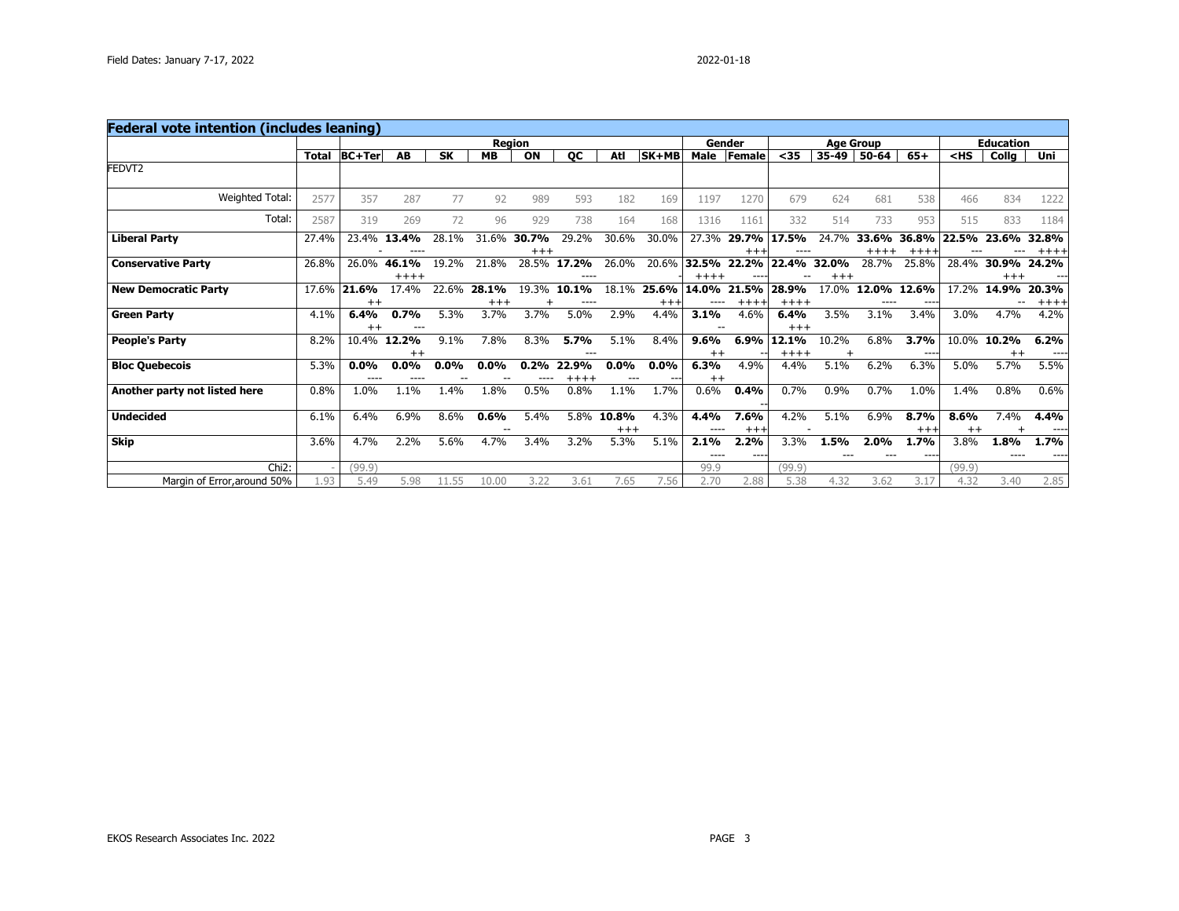Field Dates: January 7-17, 2022 2022-01-18

## Federal vote intention (includes leaning)

| | Total | Region | | | | | | | | Gender | | Age Group | | | | Education | | |
|---|---|---|---|---|---|---|---|---|---|---|---|---|---|---|---|---|---|---|
| | | BC+Ter | AB | SK | MB | ON | QC | Atl | SK+MB | Male | Female | <35 | 35-49 | 50-64 | 65+ | <HS | Collg | Uni |
| FEDVT2 | | | | | | | | | | | | | | | | | | |
| Weighted Total: | 2577 | 357 | 287 | 77 | 92 | 989 | 593 | 182 | 169 | 1197 | 1270 | 679 | 624 | 681 | 538 | 466 | 834 | 1222 |
| Total: | 2587 | 319 | 269 | 72 | 96 | 929 | 738 | 164 | 168 | 1316 | 1161 | 332 | 514 | 733 | 953 | 515 | 833 | 1184 |
| **Liberal Party** | 27.4% | 23.4% - | **13.4%** ---- | 28.1% | 31.6% | **30.7%** +++ | 29.2% | 30.6% | 30.0% | 27.3% | **29.7%** +++ | **17.5%** ---- | 24.7% | **33.6%** ++++ | **36.8%** ++++ | **22.5%** --- | **23.6%** --- | **32.8%** ++++ |
| **Conservative Party** | 26.8% | 26.0% | **46.1%** ++++ | 19.2% | 21.8% | 28.5% | **17.2%** ---- | 26.0% | 20.6% - | **32.5%** ++++ | **22.2%** ---- | **22.4%** -- | **32.0%** +++ | 28.7% | 25.8% | 28.4% | **30.9%** +++ | **24.2%** --- |
| **New Democratic Party** | 17.6% | **21.6%** ++ | 17.4% | 22.6% | **28.1%** +++ | 19.3% + | **10.1%** ---- | 18.1% | **25.6%** +++ | **14.0%** ---- | **21.5%** ++++ | **28.9%** ++++ | 17.0% | **12.0%** ---- | **12.6%** ---- | 17.2% | **14.9%** -- | **20.3%** ++++ |
| **Green Party** | 4.1% | **6.4%** ++ | **0.7%** --- | 5.3% | 3.7% | 3.7% | 5.0% | 2.9% | 4.4% | **3.1%** -- | 4.6% | **6.4%** +++ | 3.5% | 3.1% | 3.4% | 3.0% | 4.7% | 4.2% |
| **People's Party** | 8.2% | 10.4% | **12.2%** ++ | 9.1% | 7.8% | 8.3% | **5.7%** --- | 5.1% | 8.4% | **9.6%** ++ | **6.9%** -- | **12.1%** ++++ | 10.2% + | 6.8% | **3.7%** ---- | 10.0% | **10.2%** ++ | **6.2%** ---- |
| **Bloc Quebecois** | 5.3% | **0.0%** ---- | **0.0%** ---- | **0.0%** -- | **0.0%** -- | **0.2%** ---- | **22.9%** ++++ | **0.0%** --- | **0.0%** --- | **6.3%** ++ | 4.9% | 4.4% | 5.1% | 6.2% | 6.3% | 5.0% | 5.7% | 5.5% |
| **Another party not listed here** | 0.8% | 1.0% | 1.1% | 1.4% | 1.8% | 0.5% | 0.8% | 1.1% | 1.7% | 0.6% | **0.4%** -- | 0.7% | 0.9% | 0.7% | 1.0% | 1.4% | 0.8% | 0.6% |
| **Undecided** | 6.1% | 6.4% | 6.9% | 8.6% | **0.6%** -- | 5.4% | 5.8% | **10.8%** +++ | 4.3% | **4.4%** ---- | **7.6%** +++ | 4.2% - | 5.1% | 6.9% | **8.7%** +++ | **8.6%** ++ | 7.4% + | **4.4%** ---- |
| **Skip** | 3.6% | 4.7% | 2.2% | 5.6% | 4.7% | 3.4% | 3.2% | 5.3% | 5.1% | **2.1%** ---- | **2.2%** ---- | 3.3% | **1.5%** --- | **2.0%** --- | **1.7%** ---- | 3.8% | **1.8%** ---- | **1.7%** ---- |
| Chi2: | - | (99.9) | | | | | | | | 99.9 | | (99.9) | | | | (99.9) | | |
| Margin of Error,around 50% | 1.93 | 5.49 | 5.98 | 11.55 | 10.00 | 3.22 | 3.61 | 7.65 | 7.56 | 2.70 | 2.88 | 5.38 | 4.32 | 3.62 | 3.17 | 4.32 | 3.40 | 2.85 |

EKOS Research Associates Inc. 2022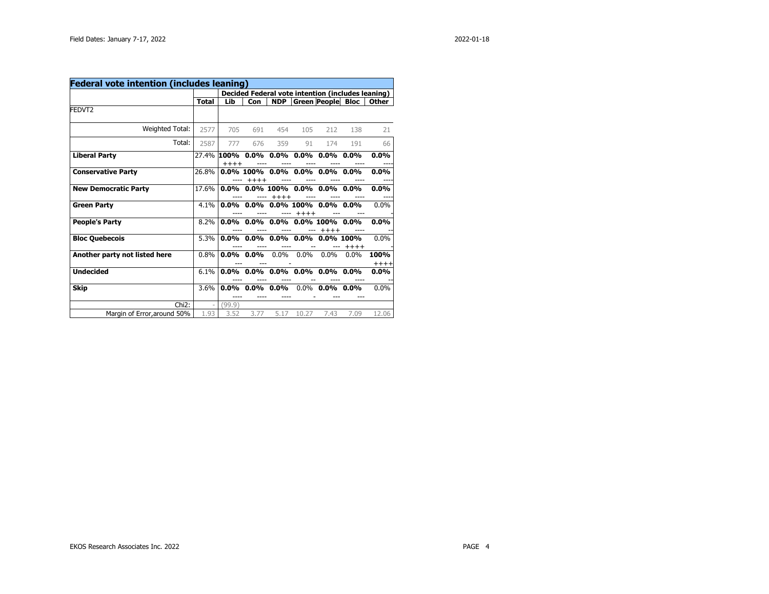## Federal vote intention (includes leaning)

| | Total | Decided Federal vote intention (includes leaning) | | | | | | |
|---|---|---|---|---|---|---|---|---|
| | | Lib | Con | NDP | Green | People | Bloc | Other |
| FEDVT2 | | | | | | | | |
| Weighted Total: | 2577 | 705 | 691 | 454 | 105 | 212 | 138 | 21 |
| Total: | 2587 | 777 | 676 | 359 | 91 | 174 | 191 | 66 |
| **Liberal Party** | 27.4% | **100%** ++++ | **0.0%** ---- | **0.0%** ---- | **0.0%** ---- | **0.0%** ---- | **0.0%** ---- | **0.0%** ---- |
| **Conservative Party** | 26.8% | **0.0%** ---- | **100%** ++++ | **0.0%** ---- | **0.0%** ---- | **0.0%** ---- | **0.0%** ---- | **0.0%** ---- |
| **New Democratic Party** | 17.6% | **0.0%** ---- | **0.0%** ---- | **100%** ++++ | **0.0%** ---- | **0.0%** ---- | **0.0%** ---- | **0.0%** ---- |
| **Green Party** | 4.1% | **0.0%** ---- | **0.0%** ---- | **0.0%** ---- | **100%** ++++ | **0.0%** --- | **0.0%** --- | 0.0% - |
| **People's Party** | 8.2% | **0.0%** ---- | **0.0%** ---- | **0.0%** ---- | **0.0%** --- | **100%** ++++ | **0.0%** ---- | **0.0%** -- |
| **Bloc Quebecois** | 5.3% | **0.0%** ---- | **0.0%** ---- | **0.0%** ---- | **0.0%** -- | **0.0%** --- | **100%** ++++ | 0.0% - |
| **Another party not listed here** | 0.8% | **0.0%** --- | **0.0%** --- | 0.0% - | 0.0% | 0.0% | 0.0% | **100%** ++++ |
| **Undecided** | 6.1% | **0.0%** ---- | **0.0%** ---- | **0.0%** ---- | **0.0%** -- | **0.0%** ---- | **0.0%** ---- | **0.0%** -- |
| **Skip** | 3.6% | **0.0%** ---- | **0.0%** ---- | **0.0%** ---- | 0.0% - | **0.0%** --- | **0.0%** --- | 0.0% |
| Chi2: | - | (99.9) | | | | | | |
| Margin of Error,around 50% | 1.93 | 3.52 | 3.77 | 5.17 | 10.27 | 7.43 | 7.09 | 12.06 |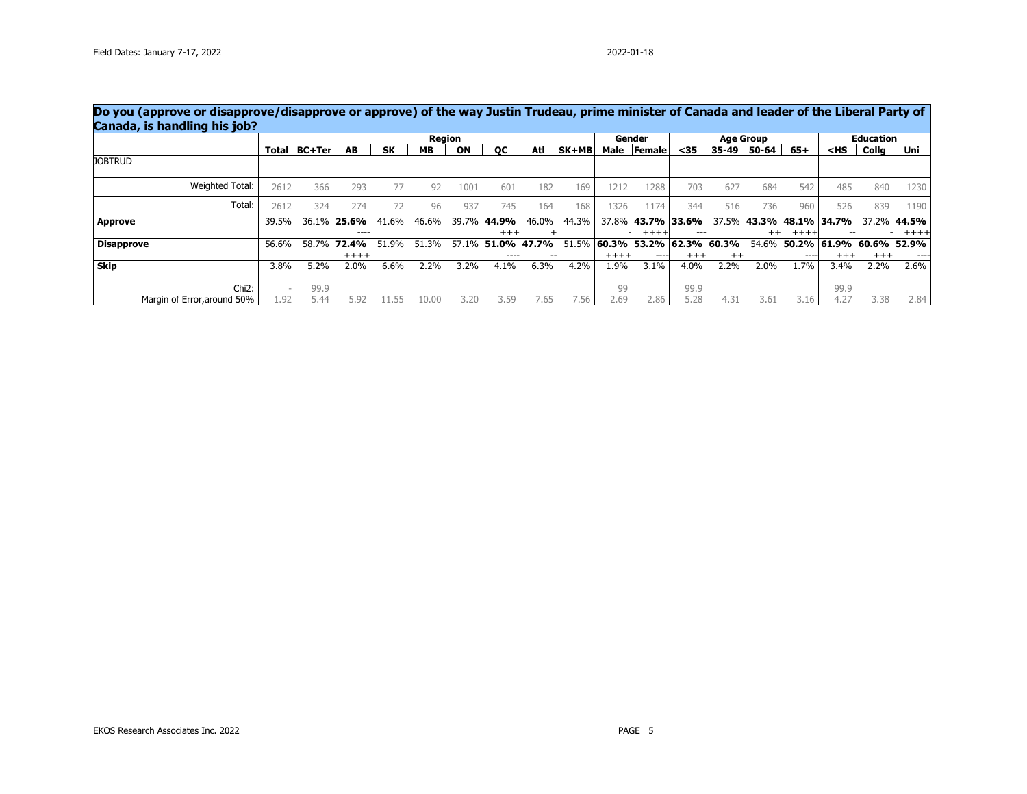Field Dates: January 7-17, 2022

2022-01-18

## Do you (approve or disapprove/disapprove or approve) of the way Justin Trudeau, prime minister of Canada and leader of the Liberal Party of Canada, is handling his job?

| | | Region | | | | | | | | Gender | | Age Group | | | | Education | | |
|---|---|---|---|---|---|---|---|---|---|---|---|---|---|---|---|---|---|---|
| | Total | BC+Ter | AB | SK | MB | ON | QC | Atl | SK+MB | Male | Female | <35 | 35-49 | 50-64 | 65+ | <HS | Collg | Uni |
| JOBTRUD | | | | | | | | | | | | | | | | | | |
| Weighted Total: | 2612 | 366 | 293 | 77 | 92 | 1001 | 601 | 182 | 169 | 1212 | 1288 | 703 | 627 | 684 | 542 | 485 | 840 | 1230 |
| Total: | 2612 | 324 | 274 | 72 | 96 | 937 | 745 | 164 | 168 | 1326 | 1174 | 344 | 516 | 736 | 960 | 526 | 839 | 1190 |
| **Approve** | 39.5% | 36.1% | **25.6%** ---- | 41.6% | 46.6% | 39.7% | **44.9%** +++ | 46.0% + | 44.3% | 37.8% - | **43.7%** ++++ | **33.6%** --- | 37.5% | **43.3%** ++ | **48.1%** ++++ | **34.7%** -- | 37.2% - | **44.5%** ++++ |
| **Disapprove** | 56.6% | 58.7% | **72.4%** ++++ | 51.9% | 51.3% | 57.1% | **51.0%** ---- | **47.7%** -- | 51.5% | **60.3%** ++++ | **53.2%** ---- | **62.3%** +++ | **60.3%** ++ | 54.6% | **50.2%** ---- | **61.9%** +++ | **60.6%** +++ | **52.9%** ---- |
| **Skip** | 3.8% | 5.2% | 2.0% | 6.6% | 2.2% | 3.2% | 4.1% | 6.3% | 4.2% | 1.9% | 3.1% | 4.0% | 2.2% | 2.0% | 1.7% | 3.4% | 2.2% | 2.6% |
| Chi2: | - | 99.9 | | | | | | | | 99 | | 99.9 | | | | 99.9 | | |
| Margin of Error,around 50% | 1.92 | 5.44 | 5.92 | 11.55 | 10.00 | 3.20 | 3.59 | 7.65 | 7.56 | 2.69 | 2.86 | 5.28 | 4.31 | 3.61 | 3.16 | 4.27 | 3.38 | 2.84 |

EKOS Research Associates Inc. 2022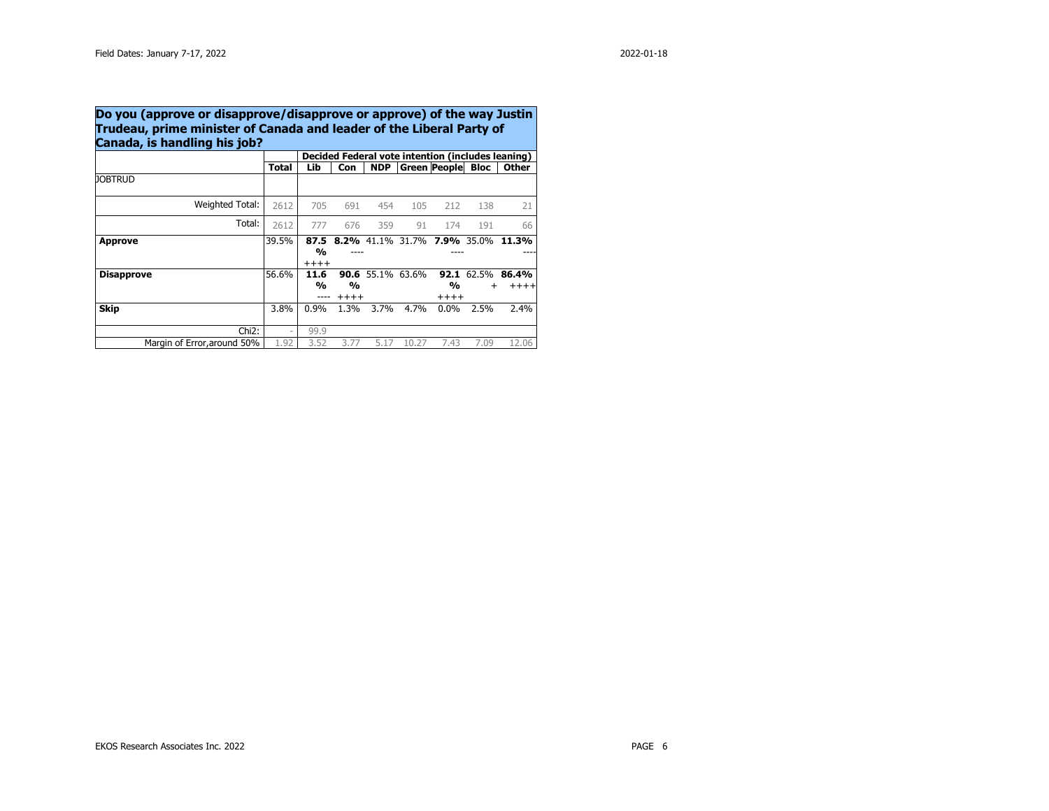**Do you (approve or disapprove/disapprove or approve) of the way Justin Trudeau, prime minister of Canada and leader of the Liberal Party of Canada, is handling his job?**

| | Total | Decided Federal vote intention (includes leaning) | | | | | | |
|---|---|---|---|---|---|---|---|---|
| | | Lib | Con | NDP | Green | People | Bloc | Other |
| JOBTRUD | | | | | | | | |
| Weighted Total: | 2612 | 705 | 691 | 454 | 105 | 212 | 138 | 21 |
| Total: | 2612 | 777 | 676 | 359 | 91 | 174 | 191 | 66 |
| **Approve** | 39.5% | **87.5%** ++++ | **8.2%** ---- | 41.1% | 31.7% | **7.9%** ---- | 35.0% | **11.3%** ---- |
| **Disapprove** | 56.6% | **11.6%** ---- | **90.6%** ++++ | 55.1% | 63.6% | **92.1%** ++++ | 62.5% + | **86.4%** ++++ |
| **Skip** | 3.8% | 0.9% | 1.3% | 3.7% | 4.7% | 0.0% | 2.5% | 2.4% |
| Chi2: | - | 99.9 | | | | | | |
| Margin of Error,around 50% | 1.92 | 3.52 | 3.77 | 5.17 | 10.27 | 7.43 | 7.09 | 12.06 |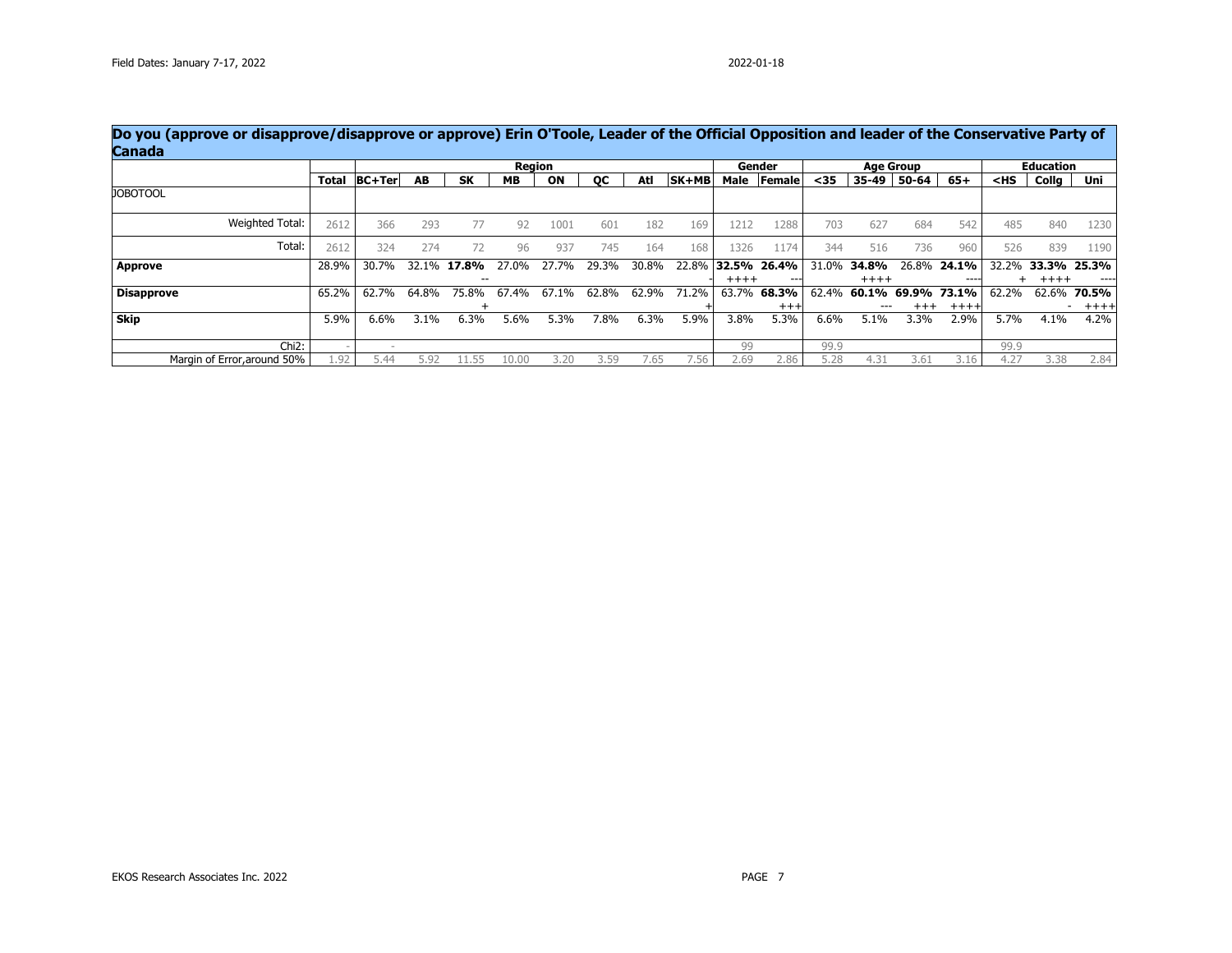Field Dates: January 7-17, 2022

2022-01-18

## Do you (approve or disapprove/disapprove or approve) Erin O'Toole, Leader of the Official Opposition and leader of the Conservative Party of Canada

| | | Region | | | | | | | | Gender | | Age Group | | | | Education | | |
|---|---|---|---|---|---|---|---|---|---|---|---|---|---|---|---|---|---|---|
| | Total | BC+Ter | AB | SK | MB | ON | QC | Atl | SK+MB | Male | Female | <35 | 35-49 | 50-64 | 65+ | <HS | Collg | Uni |
| JOBOTOOL | | | | | | | | | | | | | | | | | | |
| Weighted Total: | 2612 | 366 | 293 | 77 | 92 | 1001 | 601 | 182 | 169 | 1212 | 1288 | 703 | 627 | 684 | 542 | 485 | 840 | 1230 |
| Total: | 2612 | 324 | 274 | 72 | 96 | 937 | 745 | 164 | 168 | 1326 | 1174 | 344 | 516 | 736 | 960 | 526 | 839 | 1190 |
| **Approve** | 28.9% | 30.7% | 32.1% | **17.8%** -- | 27.0% | 27.7% | 29.3% | 30.8% | 22.8% - | **32.5%** ++++ | **26.4%** --- | 31.0% | **34.8%** ++++ | 26.8% | **24.1%** ---- | 32.2% + | **33.3%** ++++ | **25.3%** ---- |
| **Disapprove** | 65.2% | 62.7% | 64.8% | 75.8% + | 67.4% | 67.1% | 62.8% | 62.9% | 71.2% + | 63.7% | **68.3%** +++ | 62.4% | **60.1%** --- | **69.9%** +++ | **73.1%** ++++ | 62.2% | 62.6% - | **70.5%** ++++ |
| **Skip** | 5.9% | 6.6% | 3.1% | 6.3% | 5.6% | 5.3% | 7.8% | 6.3% | 5.9% | 3.8% | 5.3% | 6.6% | 5.1% | 3.3% | 2.9% | 5.7% | 4.1% | 4.2% |
| Chi2: | - | - | | | | | | | | 99 | | 99.9 | | | | 99.9 | | |
| Margin of Error,around 50% | 1.92 | 5.44 | 5.92 | 11.55 | 10.00 | 3.20 | 3.59 | 7.65 | 7.56 | 2.69 | 2.86 | 5.28 | 4.31 | 3.61 | 3.16 | 4.27 | 3.38 | 2.84 |

EKOS Research Associates Inc. 2022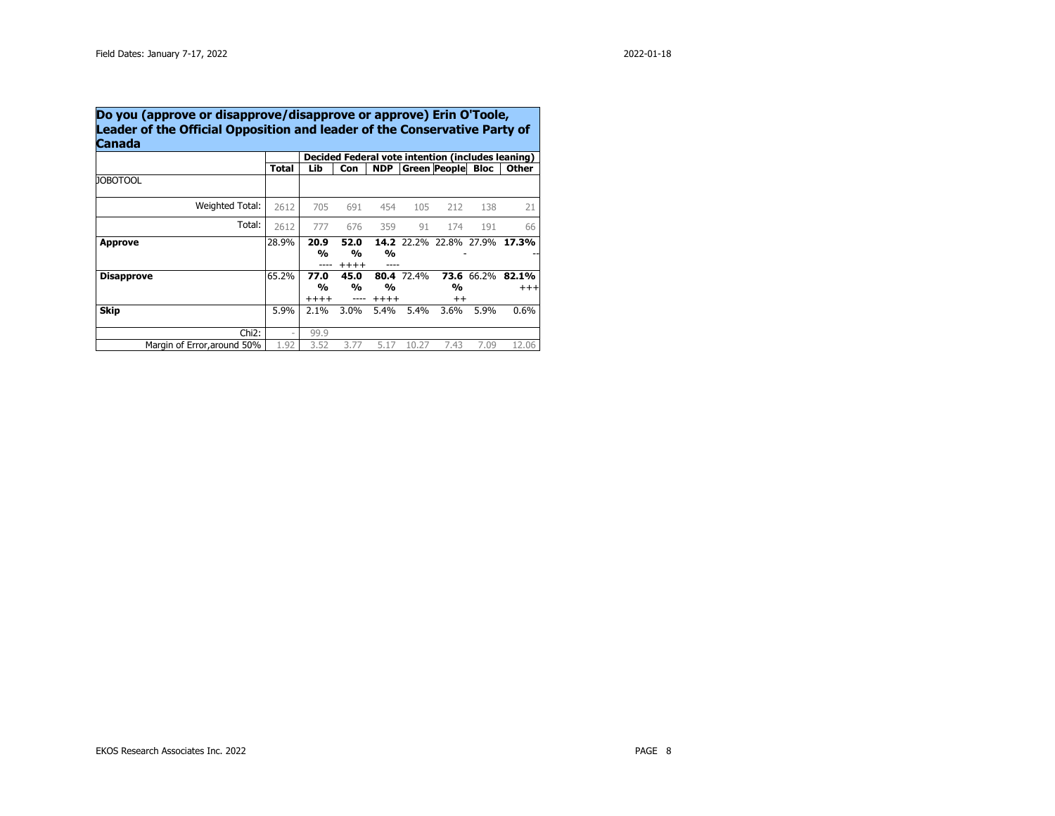Field Dates: January 7-17, 2022

## Do you (approve or disapprove/disapprove or approve) Erin O'Toole, Leader of the Official Opposition and leader of the Conservative Party of Canada

| | Total | Decided Federal vote intention (includes leaning) | | | | | | |
|---|---|---|---|---|---|---|---|---|
| | | Lib | Con | NDP | Green | People | Bloc | Other |
| JOBOTOOL | | | | | | | | |
| Weighted Total: | 2612 | 705 | 691 | 454 | 105 | 212 | 138 | 21 |
| Total: | 2612 | 777 | 676 | 359 | 91 | 174 | 191 | 66 |
| **Approve** | 28.9% | **20.9%** ---- | **52.0%** ++++ | **14.2%** ---- | 22.2% | 22.8% - | 27.9% | **17.3%** -- |
| **Disapprove** | 65.2% | **77.0%** ++++ | **45.0%** ---- | **80.4%** ++++ | 72.4% | **73.6%** ++ | 66.2% | **82.1%** +++ |
| **Skip** | 5.9% | 2.1% | 3.0% | 5.4% | 5.4% | 3.6% | 5.9% | 0.6% |
| Chi2: | - | 99.9 | | | | | | |
| Margin of Error,around 50% | 1.92 | 3.52 | 3.77 | 5.17 | 10.27 | 7.43 | 7.09 | 12.06 |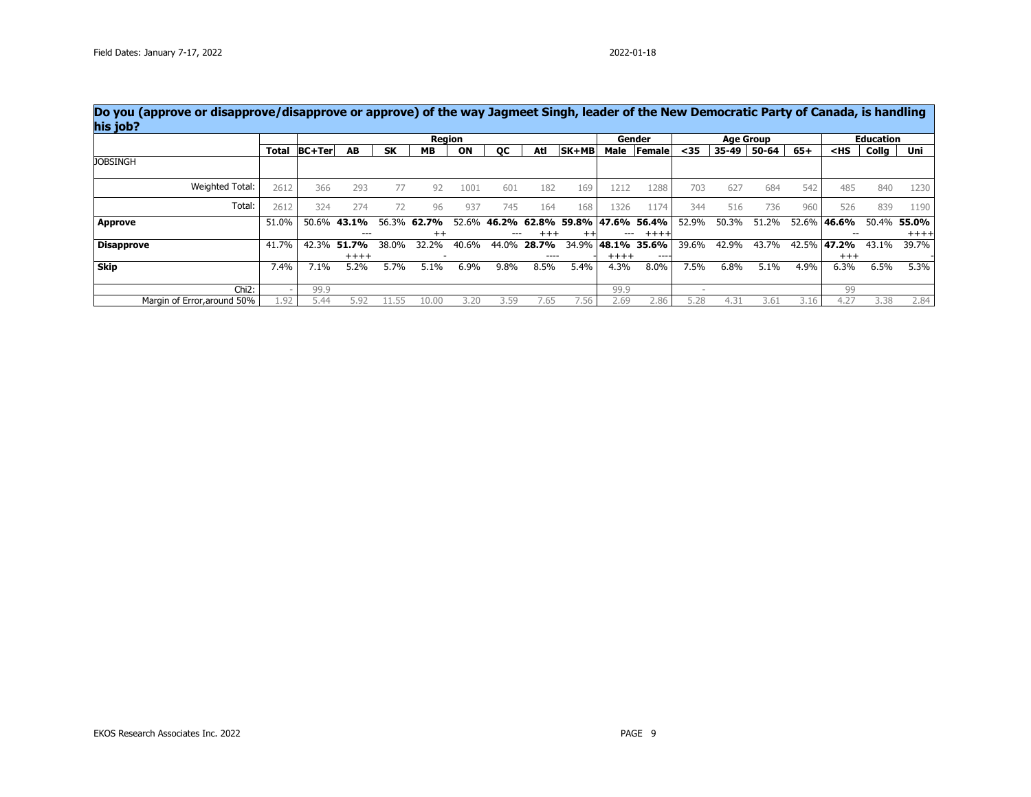## Do you (approve or disapprove/disapprove or approve) of the way Jagmeet Singh, leader of the New Democratic Party of Canada, is handling his job?

| | | Region | | | | | | | | Gender | | Age Group | | | | Education | | |
|---|---|---|---|---|---|---|---|---|---|---|---|---|---|---|---|---|---|---|
| | **Total** | **BC+Ter** | **AB** | **SK** | **MB** | **ON** | **QC** | **Atl** | **SK+MB** | **Male** | **Female** | **<35** | **35-49** | **50-64** | **65+** | **<HS** | **Collg** | **Uni** |
| JOBSINGH | | | | | | | | | | | | | | | | | | |
| Weighted Total: | 2612 | 366 | 293 | 77 | 92 | 1001 | 601 | 182 | 169 | 1212 | 1288 | 703 | 627 | 684 | 542 | 485 | 840 | 1230 |
| Total: | 2612 | 324 | 274 | 72 | 96 | 937 | 745 | 164 | 168 | 1326 | 1174 | 344 | 516 | 736 | 960 | 526 | 839 | 1190 |
| **Approve** | 51.0% | 50.6% | **43.1%** --- | 56.3% | **62.7%** ++ | 52.6% | **46.2%** --- | **62.8%** +++ | **59.8%** ++ | **47.6%** --- | **56.4%** ++++ | 52.9% | 50.3% | 51.2% | 52.6% | **46.6%** -- | 50.4% | **55.0%** ++++ |
| **Disapprove** | 41.7% | 42.3% | **51.7%** ++++ | 38.0% | 32.2% - | 40.6% | 44.0% | **28.7%** ---- | 34.9% - | **48.1%** ++++ | **35.6%** ---- | 39.6% | 42.9% | 43.7% | 42.5% | **47.2%** +++ | 43.1% | 39.7% - |
| **Skip** | 7.4% | 7.1% | 5.2% | 5.7% | 5.1% | 6.9% | 9.8% | 8.5% | 5.4% | 4.3% | 8.0% | 7.5% | 6.8% | 5.1% | 4.9% | 6.3% | 6.5% | 5.3% |
| Chi2: | - | 99.9 | | | | | | | | 99.9 | | - | | | | 99 | | |
| Margin of Error,around 50% | 1.92 | 5.44 | 5.92 | 11.55 | 10.00 | 3.20 | 3.59 | 7.65 | 7.56 | 2.69 | 2.86 | 5.28 | 4.31 | 3.61 | 3.16 | 4.27 | 3.38 | 2.84 |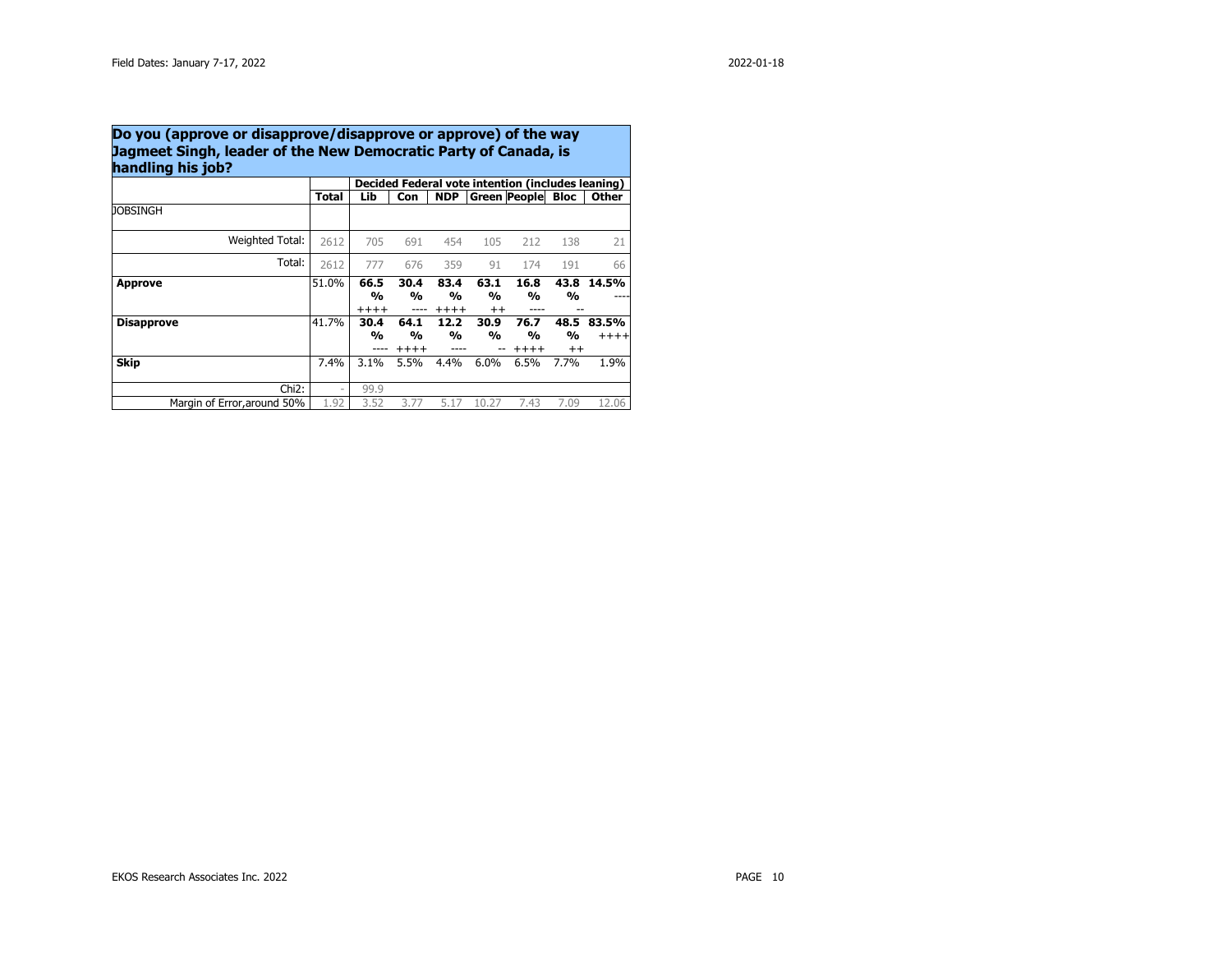Field Dates: January 7-17, 2022

2022-01-18

## Do you (approve or disapprove/disapprove or approve) of the way Jagmeet Singh, leader of the New Democratic Party of Canada, is handling his job?

| | | Decided Federal vote intention (includes leaning) | | | | | | |
|---|---|---|---|---|---|---|---|---|
| | Total | Lib | Con | NDP | Green | People | Bloc | Other |
| JOBSINGH | | | | | | | | |
| Weighted Total: | 2612 | 705 | 691 | 454 | 105 | 212 | 138 | 21 |
| Total: | 2612 | 777 | 676 | 359 | 91 | 174 | 191 | 66 |
| **Approve** | 51.0% | **66.5%** ++++ | **30.4%** ---- | **83.4%** ++++ | **63.1%** ++ | **16.8%** ---- | **43.8%** -- | **14.5%** ---- |
| **Disapprove** | 41.7% | **30.4%** ---- | **64.1%** ++++ | **12.2%** ---- | **30.9%** -- | **76.7%** ++++ | **48.5%** ++ | **83.5%** ++++ |
| **Skip** | 7.4% | 3.1% | 5.5% | 4.4% | 6.0% | 6.5% | 7.7% | 1.9% |
| Chi2: | - | 99.9 | | | | | | |
| Margin of Error,around 50% | 1.92 | 3.52 | 3.77 | 5.17 | 10.27 | 7.43 | 7.09 | 12.06 |

EKOS Research Associates Inc. 2022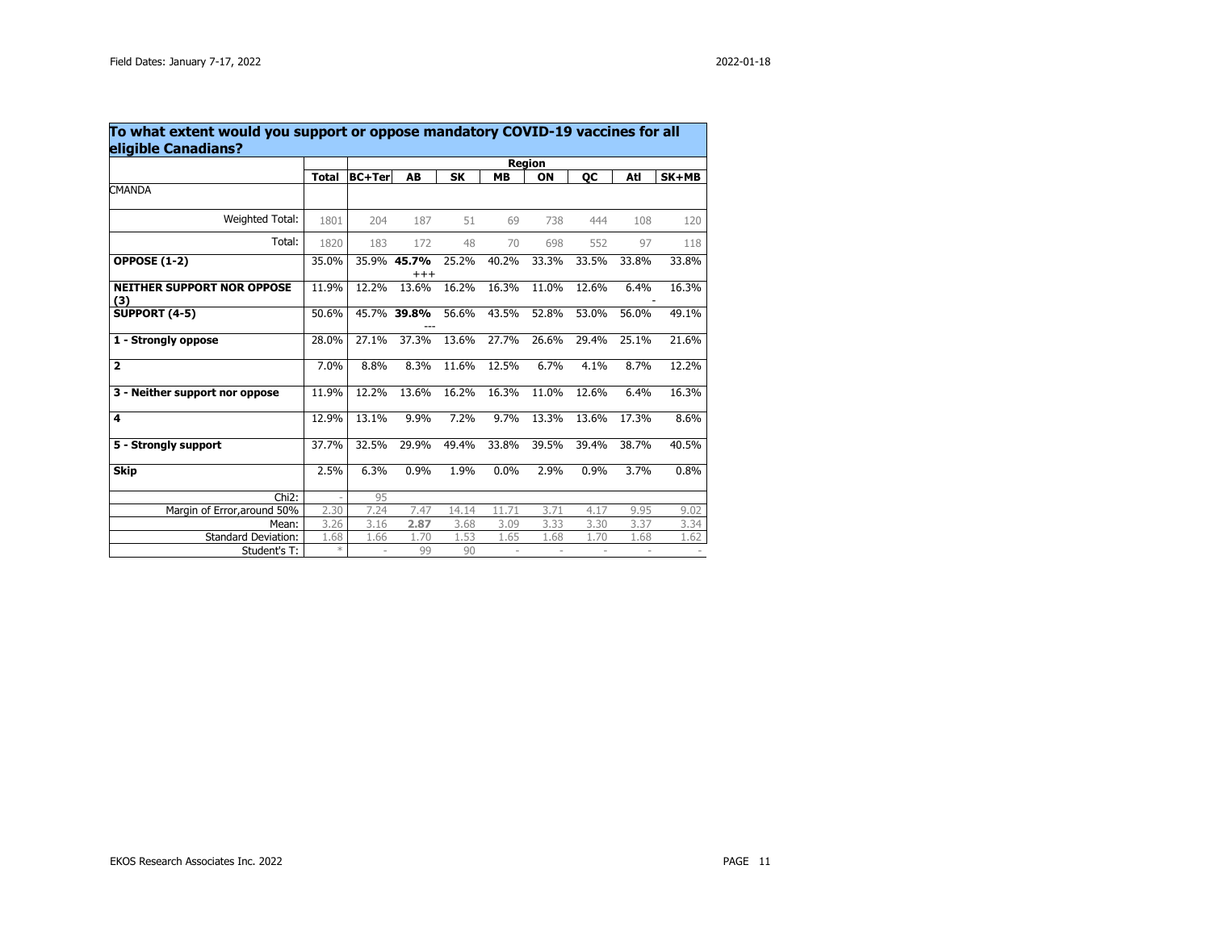Field Dates: January 7-17, 2022

2022-01-18

## To what extent would you support or oppose mandatory COVID-19 vaccines for all eligible Canadians?

| | | Region | | | | | | | |
|---|---|---|---|---|---|---|---|---|---|
| | **Total** | **BC+Ter** | **AB** | **SK** | **MB** | **ON** | **QC** | **Atl** | **SK+MB** |
| CMANDA | | | | | | | | | |
| Weighted Total: | 1801 | 204 | 187 | 51 | 69 | 738 | 444 | 108 | 120 |
| Total: | 1820 | 183 | 172 | 48 | 70 | 698 | 552 | 97 | 118 |
| **OPPOSE (1-2)** | 35.0% | 35.9% | **45.7%** +++ | 25.2% | 40.2% | 33.3% | 33.5% | 33.8% | 33.8% |
| **NEITHER SUPPORT NOR OPPOSE (3)** | 11.9% | 12.2% | 13.6% | 16.2% | 16.3% | 11.0% | 12.6% | 6.4% - | 16.3% |
| **SUPPORT (4-5)** | 50.6% | 45.7% | **39.8%** --- | 56.6% | 43.5% | 52.8% | 53.0% | 56.0% | 49.1% |
| **1 - Strongly oppose** | 28.0% | 27.1% | 37.3% | 13.6% | 27.7% | 26.6% | 29.4% | 25.1% | 21.6% |
| **2** | 7.0% | 8.8% | 8.3% | 11.6% | 12.5% | 6.7% | 4.1% | 8.7% | 12.2% |
| **3 - Neither support nor oppose** | 11.9% | 12.2% | 13.6% | 16.2% | 16.3% | 11.0% | 12.6% | 6.4% | 16.3% |
| **4** | 12.9% | 13.1% | 9.9% | 7.2% | 9.7% | 13.3% | 13.6% | 17.3% | 8.6% |
| **5 - Strongly support** | 37.7% | 32.5% | 29.9% | 49.4% | 33.8% | 39.5% | 39.4% | 38.7% | 40.5% |
| **Skip** | 2.5% | 6.3% | 0.9% | 1.9% | 0.0% | 2.9% | 0.9% | 3.7% | 0.8% |
| Chi2: | - | 95 | | | | | | | |
| Margin of Error,around 50% | 2.30 | 7.24 | 7.47 | 14.14 | 11.71 | 3.71 | 4.17 | 9.95 | 9.02 |
| Mean: | 3.26 | 3.16 | **2.87** | 3.68 | 3.09 | 3.33 | 3.30 | 3.37 | 3.34 |
| Standard Deviation: | 1.68 | 1.66 | 1.70 | 1.53 | 1.65 | 1.68 | 1.70 | 1.68 | 1.62 |
| Student's T: | * | - | 99 | 90 | - | - | - | - | - |

EKOS Research Associates Inc. 2022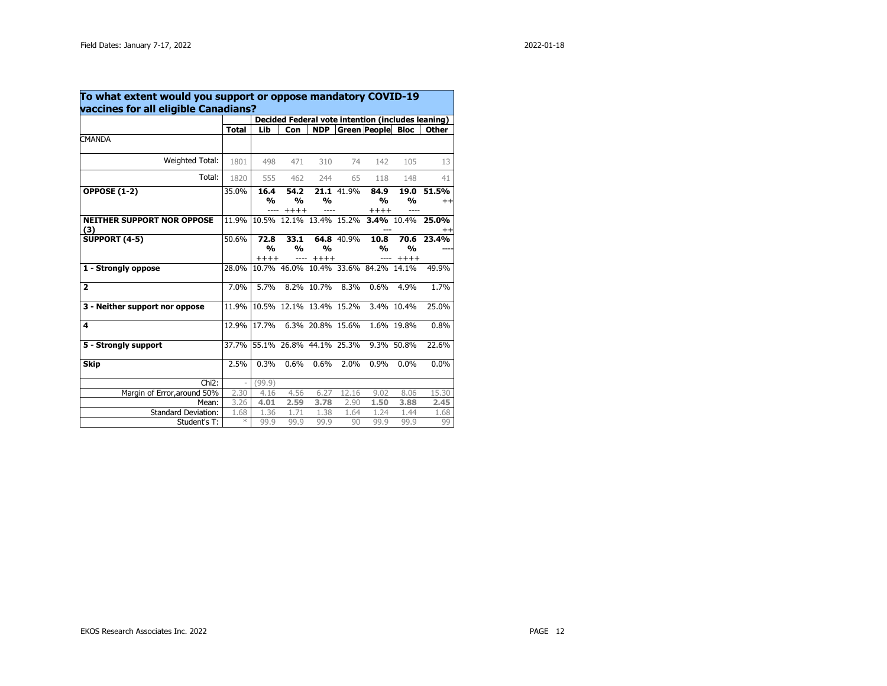Field Dates: January 7-17, 2022

2022-01-18

| To what extent would you support or oppose mandatory COVID-19 vaccines for all eligible Canadians? | | Decided Federal vote intention (includes leaning) | | | | | | |
|---|---|---|---|---|---|---|---|---|
| | Total | Lib | Con | NDP | Green | People | Bloc | Other |
| CMANDA | | | | | | | | |
| Weighted Total: | 1801 | 498 | 471 | 310 | 74 | 142 | 105 | 13 |
| Total: | 1820 | 555 | 462 | 244 | 65 | 118 | 148 | 41 |
| **OPPOSE (1-2)** | 35.0% | **16.4%** ---- | **54.2%** ++++ | **21.1%** ---- | 41.9% | **84.9%** ++++ | **19.0%** ---- | **51.5%** ++ |
| **NEITHER SUPPORT NOR OPPOSE (3)** | 11.9% | 10.5% | 12.1% | 13.4% | 15.2% | **3.4%** --- | 10.4% | **25.0%** ++ |
| **SUPPORT (4-5)** | 50.6% | **72.8%** ++++ | **33.1%** ---- | **64.8%** ++++ | 40.9% | **10.8%** ---- | **70.6%** ++++ | **23.4%** ---- |
| **1 - Strongly oppose** | 28.0% | 10.7% | 46.0% | 10.4% | 33.6% | 84.2% | 14.1% | 49.9% |
| **2** | 7.0% | 5.7% | 8.2% | 10.7% | 8.3% | 0.6% | 4.9% | 1.7% |
| **3 - Neither support nor oppose** | 11.9% | 10.5% | 12.1% | 13.4% | 15.2% | 3.4% | 10.4% | 25.0% |
| **4** | 12.9% | 17.7% | 6.3% | 20.8% | 15.6% | 1.6% | 19.8% | 0.8% |
| **5 - Strongly support** | 37.7% | 55.1% | 26.8% | 44.1% | 25.3% | 9.3% | 50.8% | 22.6% |
| **Skip** | 2.5% | 0.3% | 0.6% | 0.6% | 2.0% | 0.9% | 0.0% | 0.0% |
| Chi2: | - | (99.9) | | | | | | |
| Margin of Error,around 50% | 2.30 | 4.16 | 4.56 | 6.27 | 12.16 | 9.02 | 8.06 | 15.30 |
| Mean: | 3.26 | **4.01** | **2.59** | **3.78** | 2.90 | **1.50** | **3.88** | **2.45** |
| Standard Deviation: | 1.68 | 1.36 | 1.71 | 1.38 | 1.64 | 1.24 | 1.44 | 1.68 |
| Student's T: | * | 99.9 | 99.9 | 99.9 | 90 | 99.9 | 99.9 | 99 |

EKOS Research Associates Inc. 2022